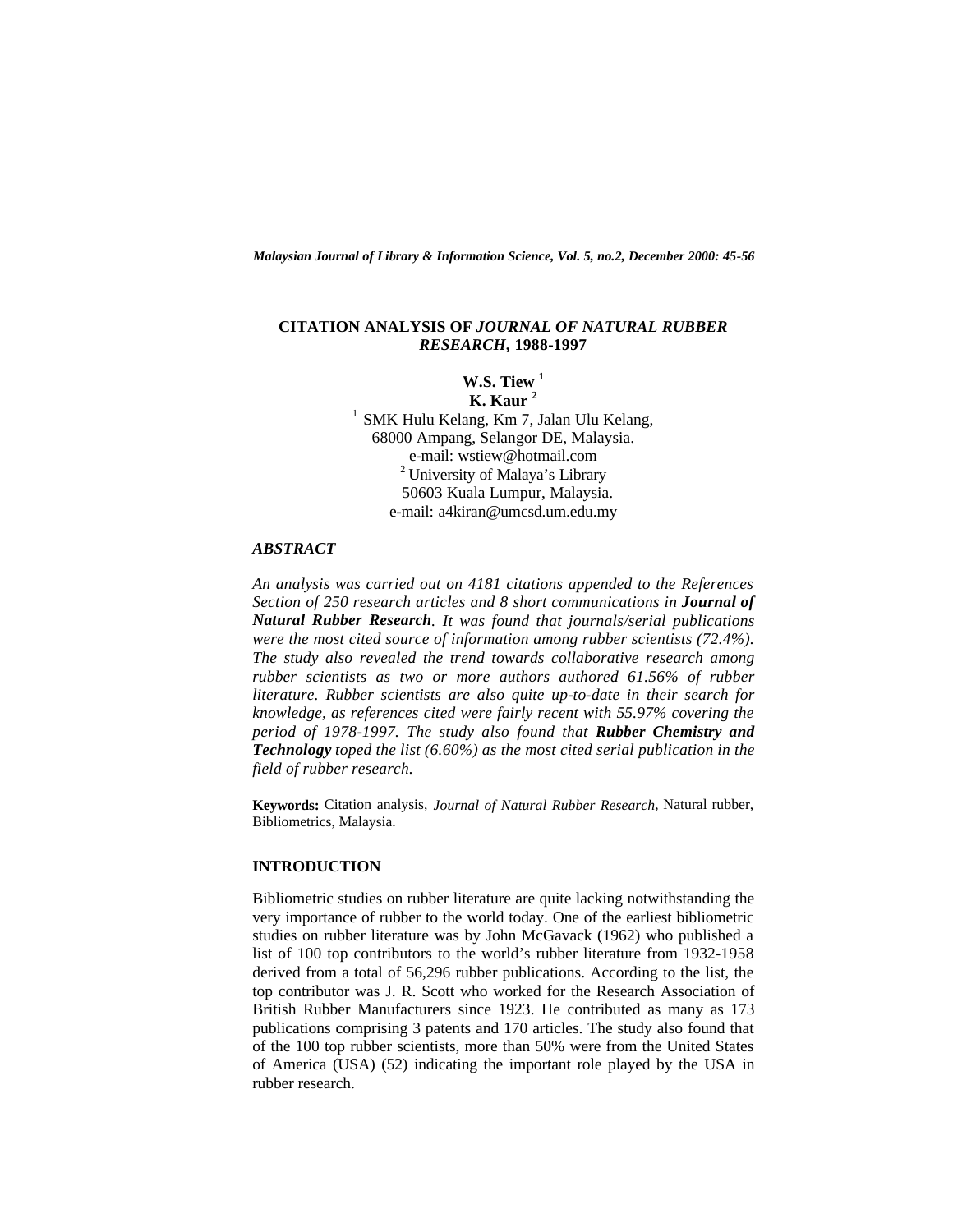# CITATION ANALYSIS OF *JOURNAL OF NATURAL RUBBER RESEARCH*, 1988-1997

**W.S. Tiew** [1]
**K. Kaur** [2]

[1] SMK Hulu Kelang, Km 7, Jalan Ulu Kelang,
68000 Ampang, Selangor DE, Malaysia.
e-mail: wstiew@hotmail.com

[2] University of Malaya's Library
50603 Kuala Lumpur, Malaysia.
e-mail: a4kiran@umcsd.um.edu.my

### *ABSTRACT*

*An analysis was carried out on 4181 citations appended to the References Section of 250 research articles and 8 short communications in* ***Journal of Natural Rubber Research****. It was found that journals/serial publications were the most cited source of information among rubber scientists (72.4%). The study also revealed the trend towards collaborative research among rubber scientists as two or more authors authored 61.56% of rubber literature. Rubber scientists are also quite up-to-date in their search for knowledge, as references cited were fairly recent with 55.97% covering the period of 1978-1997. The study also found that* ***Rubber Chemistry and Technology*** *toped the list (6.60%) as the most cited serial publication in the field of rubber research.*

**Keywords:** Citation analysis, *Journal of Natural Rubber Research*, Natural rubber, Bibliometrics, Malaysia.

## INTRODUCTION

Bibliometric studies on rubber literature are quite lacking notwithstanding the very importance of rubber to the world today. One of the earliest bibliometric studies on rubber literature was by John McGavack (1962) who published a list of 100 top contributors to the world's rubber literature from 1932-1958 derived from a total of 56,296 rubber publications. According to the list, the top contributor was J. R. Scott who worked for the Research Association of British Rubber Manufacturers since 1923. He contributed as many as 173 publications comprising 3 patents and 170 articles. The study also found that of the 100 top rubber scientists, more than 50% were from the United States of America (USA) (52) indicating the important role played by the USA in rubber research.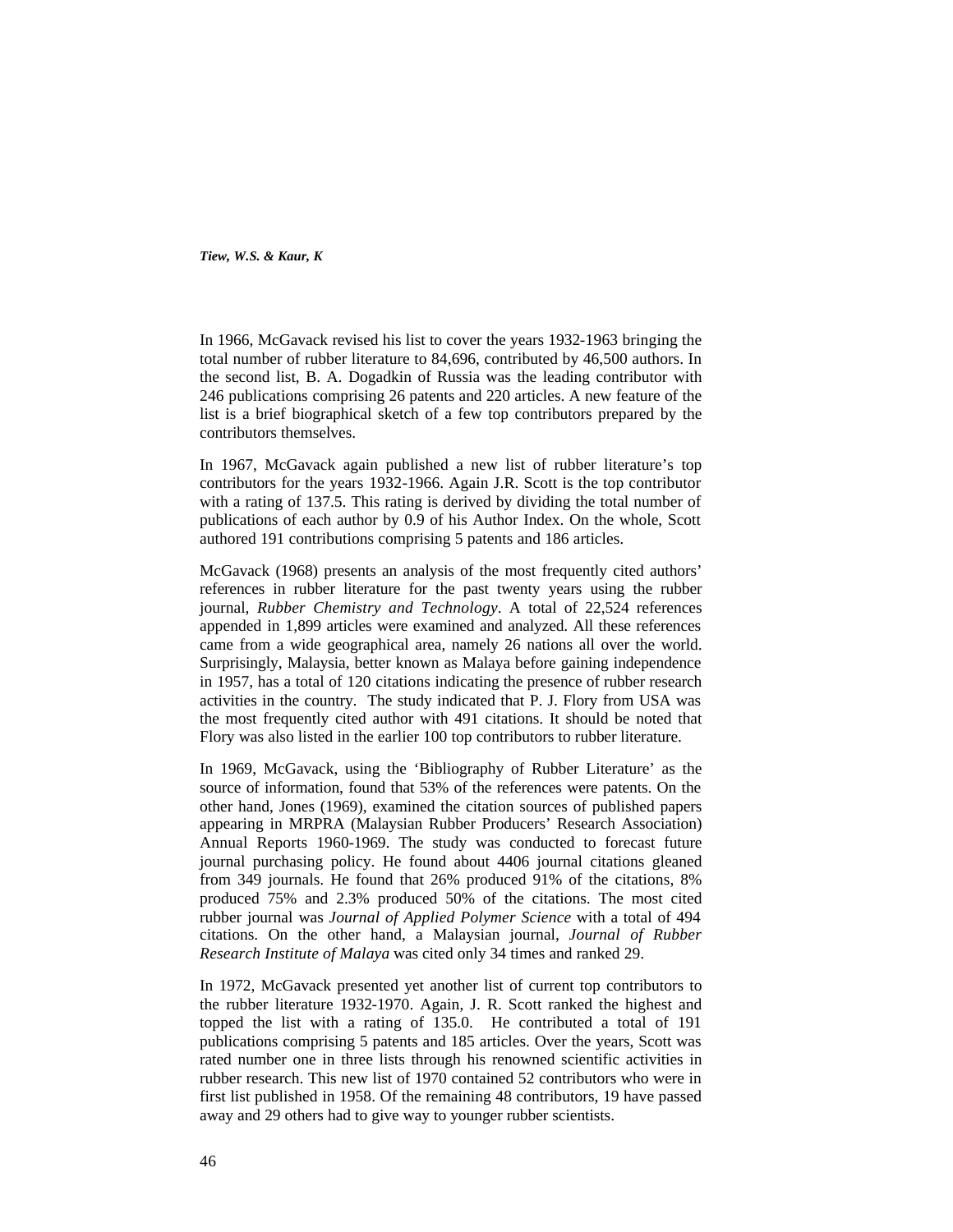In 1966, McGavack revised his list to cover the years 1932-1963 bringing the total number of rubber literature to 84,696, contributed by 46,500 authors. In the second list, B. A. Dogadkin of Russia was the leading contributor with 246 publications comprising 26 patents and 220 articles. A new feature of the list is a brief biographical sketch of a few top contributors prepared by the contributors themselves.

In 1967, McGavack again published a new list of rubber literature's top contributors for the years 1932-1966. Again J.R. Scott is the top contributor with a rating of 137.5. This rating is derived by dividing the total number of publications of each author by 0.9 of his Author Index. On the whole, Scott authored 191 contributions comprising 5 patents and 186 articles.

McGavack (1968) presents an analysis of the most frequently cited authors' references in rubber literature for the past twenty years using the rubber journal, *Rubber Chemistry and Technology*. A total of 22,524 references appended in 1,899 articles were examined and analyzed. All these references came from a wide geographical area, namely 26 nations all over the world. Surprisingly, Malaysia, better known as Malaya before gaining independence in 1957, has a total of 120 citations indicating the presence of rubber research activities in the country. The study indicated that P. J. Flory from USA was the most frequently cited author with 491 citations. It should be noted that Flory was also listed in the earlier 100 top contributors to rubber literature.

In 1969, McGavack, using the 'Bibliography of Rubber Literature' as the source of information, found that 53% of the references were patents. On the other hand, Jones (1969), examined the citation sources of published papers appearing in MRPRA (Malaysian Rubber Producers' Research Association) Annual Reports 1960-1969. The study was conducted to forecast future journal purchasing policy. He found about 4406 journal citations gleaned from 349 journals. He found that 26% produced 91% of the citations, 8% produced 75% and 2.3% produced 50% of the citations. The most cited rubber journal was *Journal of Applied Polymer Science* with a total of 494 citations. On the other hand, a Malaysian journal, *Journal of Rubber Research Institute of Malaya* was cited only 34 times and ranked 29.

In 1972, McGavack presented yet another list of current top contributors to the rubber literature 1932-1970. Again, J. R. Scott ranked the highest and topped the list with a rating of 135.0. He contributed a total of 191 publications comprising 5 patents and 185 articles. Over the years, Scott was rated number one in three lists through his renowned scientific activities in rubber research. This new list of 1970 contained 52 contributors who were in first list published in 1958. Of the remaining 48 contributors, 19 have passed away and 29 others had to give way to younger rubber scientists.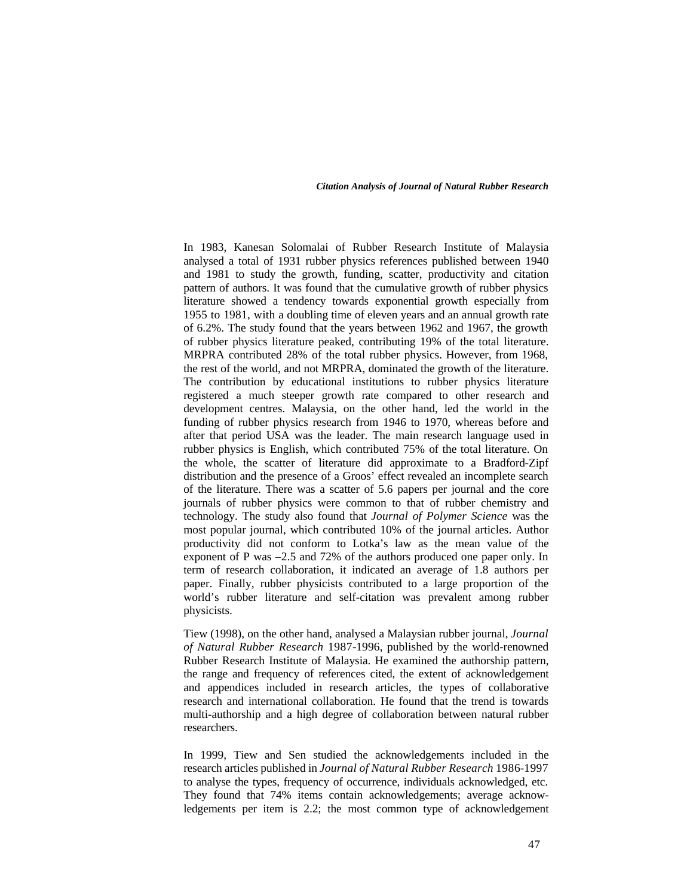In 1983, Kanesan Solomalai of Rubber Research Institute of Malaysia analysed a total of 1931 rubber physics references published between 1940 and 1981 to study the growth, funding, scatter, productivity and citation pattern of authors. It was found that the cumulative growth of rubber physics literature showed a tendency towards exponential growth especially from 1955 to 1981, with a doubling time of eleven years and an annual growth rate of 6.2%. The study found that the years between 1962 and 1967, the growth of rubber physics literature peaked, contributing 19% of the total literature. MRPRA contributed 28% of the total rubber physics. However, from 1968, the rest of the world, and not MRPRA, dominated the growth of the literature. The contribution by educational institutions to rubber physics literature registered a much steeper growth rate compared to other research and development centres. Malaysia, on the other hand, led the world in the funding of rubber physics research from 1946 to 1970, whereas before and after that period USA was the leader. The main research language used in rubber physics is English, which contributed 75% of the total literature. On the whole, the scatter of literature did approximate to a Bradford-Zipf distribution and the presence of a Groos' effect revealed an incomplete search of the literature. There was a scatter of 5.6 papers per journal and the core journals of rubber physics were common to that of rubber chemistry and technology. The study also found that *Journal of Polymer Science* was the most popular journal, which contributed 10% of the journal articles. Author productivity did not conform to Lotka's law as the mean value of the exponent of P was –2.5 and 72% of the authors produced one paper only. In term of research collaboration, it indicated an average of 1.8 authors per paper. Finally, rubber physicists contributed to a large proportion of the world's rubber literature and self-citation was prevalent among rubber physicists.

Tiew (1998), on the other hand, analysed a Malaysian rubber journal, *Journal of Natural Rubber Research* 1987-1996, published by the world-renowned Rubber Research Institute of Malaysia. He examined the authorship pattern, the range and frequency of references cited, the extent of acknowledgement and appendices included in research articles, the types of collaborative research and international collaboration. He found that the trend is towards multi-authorship and a high degree of collaboration between natural rubber researchers.

In 1999, Tiew and Sen studied the acknowledgements included in the research articles published in *Journal of Natural Rubber Research* 1986-1997 to analyse the types, frequency of occurrence, individuals acknowledged, etc. They found that 74% items contain acknowledgements; average acknowledgements per item is 2.2; the most common type of acknowledgement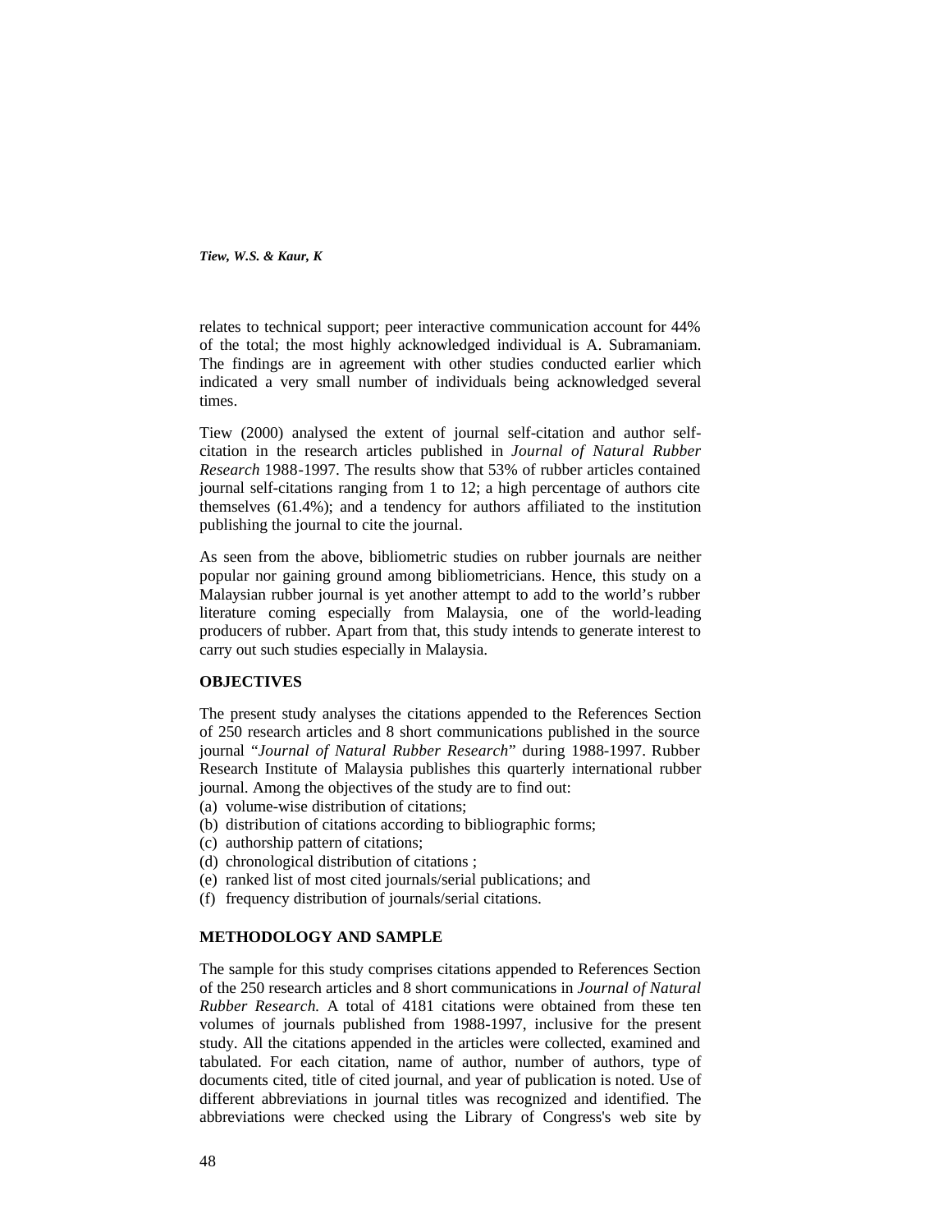relates to technical support; peer interactive communication account for 44% of the total; the most highly acknowledged individual is A. Subramaniam. The findings are in agreement with other studies conducted earlier which indicated a very small number of individuals being acknowledged several times.

Tiew (2000) analysed the extent of journal self-citation and author self-citation in the research articles published in *Journal of Natural Rubber Research* 1988-1997. The results show that 53% of rubber articles contained journal self-citations ranging from 1 to 12; a high percentage of authors cite themselves (61.4%); and a tendency for authors affiliated to the institution publishing the journal to cite the journal.

As seen from the above, bibliometric studies on rubber journals are neither popular nor gaining ground among bibliometricians. Hence, this study on a Malaysian rubber journal is yet another attempt to add to the world's rubber literature coming especially from Malaysia, one of the world-leading producers of rubber. Apart from that, this study intends to generate interest to carry out such studies especially in Malaysia.

## OBJECTIVES

The present study analyses the citations appended to the References Section of 250 research articles and 8 short communications published in the source journal "*Journal of Natural Rubber Research*" during 1988-1997. Rubber Research Institute of Malaysia publishes this quarterly international rubber journal. Among the objectives of the study are to find out:

(a) volume-wise distribution of citations;
(b) distribution of citations according to bibliographic forms;
(c) authorship pattern of citations;
(d) chronological distribution of citations ;
(e) ranked list of most cited journals/serial publications; and
(f) frequency distribution of journals/serial citations.

## METHODOLOGY AND SAMPLE

The sample for this study comprises citations appended to References Section of the 250 research articles and 8 short communications in *Journal of Natural Rubber Research.* A total of 4181 citations were obtained from these ten volumes of journals published from 1988-1997, inclusive for the present study. All the citations appended in the articles were collected, examined and tabulated. For each citation, name of author, number of authors, type of documents cited, title of cited journal, and year of publication is noted. Use of different abbreviations in journal titles was recognized and identified. The abbreviations were checked using the Library of Congress's web site by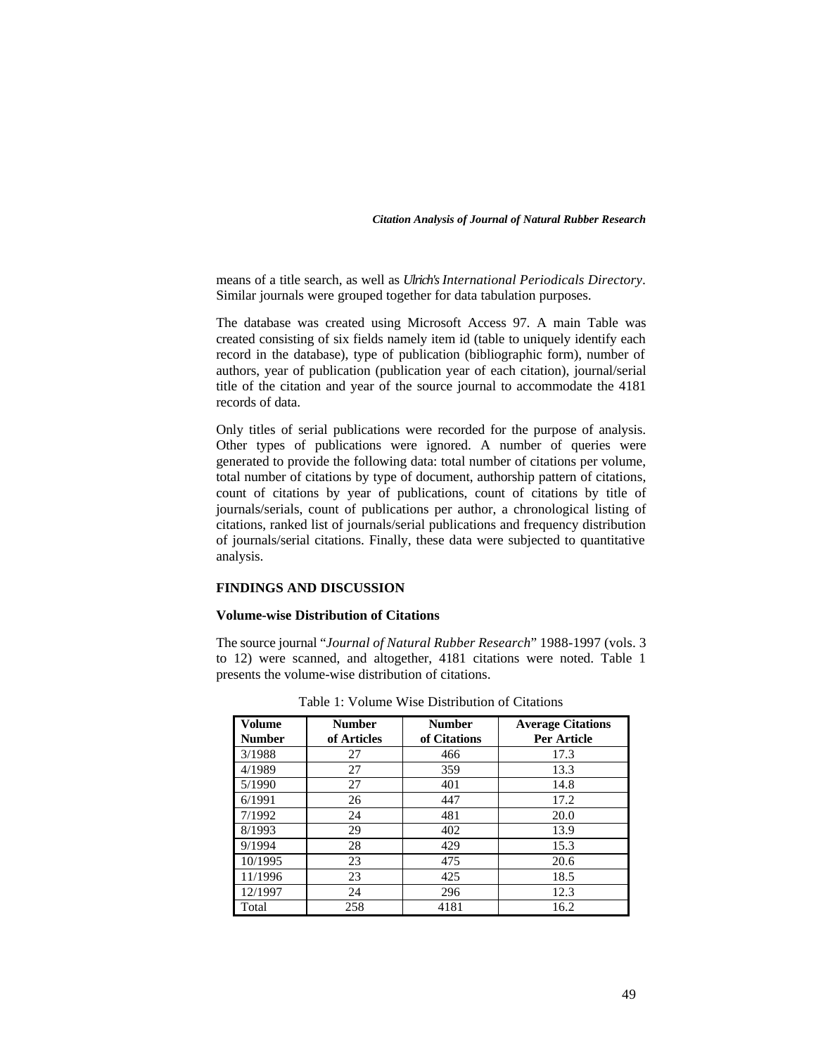means of a title search, as well as *Ulrich's International Periodicals Directory*. Similar journals were grouped together for data tabulation purposes.

The database was created using Microsoft Access 97. A main Table was created consisting of six fields namely item id (table to uniquely identify each record in the database), type of publication (bibliographic form), number of authors, year of publication (publication year of each citation), journal/serial title of the citation and year of the source journal to accommodate the 4181 records of data.

Only titles of serial publications were recorded for the purpose of analysis. Other types of publications were ignored. A number of queries were generated to provide the following data: total number of citations per volume, total number of citations by type of document, authorship pattern of citations, count of citations by year of publications, count of citations by title of journals/serials, count of publications per author, a chronological listing of citations, ranked list of journals/serial publications and frequency distribution of journals/serial citations. Finally, these data were subjected to quantitative analysis.

## FINDINGS AND DISCUSSION

### Volume-wise Distribution of Citations

The source journal "*Journal of Natural Rubber Research*" 1988-1997 (vols. 3 to 12) were scanned, and altogether, 4181 citations were noted. Table 1 presents the volume-wise distribution of citations.

Table 1: Volume Wise Distribution of Citations

| Volume Number | Number of Articles | Number of Citations | Average Citations Per Article |
|---|---|---|---|
| 3/1988 | 27 | 466 | 17.3 |
| 4/1989 | 27 | 359 | 13.3 |
| 5/1990 | 27 | 401 | 14.8 |
| 6/1991 | 26 | 447 | 17.2 |
| 7/1992 | 24 | 481 | 20.0 |
| 8/1993 | 29 | 402 | 13.9 |
| 9/1994 | 28 | 429 | 15.3 |
| 10/1995 | 23 | 475 | 20.6 |
| 11/1996 | 23 | 425 | 18.5 |
| 12/1997 | 24 | 296 | 12.3 |
| Total | 258 | 4181 | 16.2 |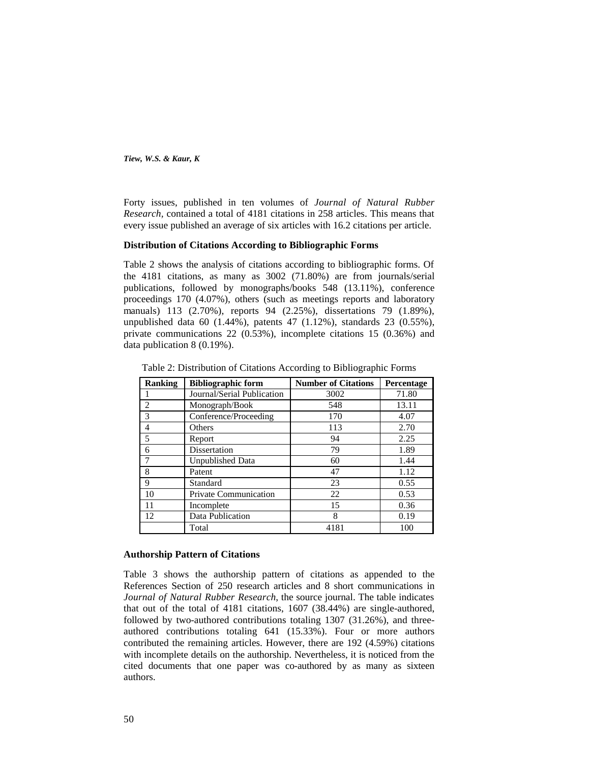Forty issues, published in ten volumes of *Journal of Natural Rubber Research,* contained a total of 4181 citations in 258 articles. This means that every issue published an average of six articles with 16.2 citations per article.

**Distribution of Citations According to Bibliographic Forms**

Table 2 shows the analysis of citations according to bibliographic forms. Of the 4181 citations, as many as 3002 (71.80%) are from journals/serial publications, followed by monographs/books 548 (13.11%), conference proceedings 170 (4.07%), others (such as meetings reports and laboratory manuals) 113 (2.70%), reports 94 (2.25%), dissertations 79 (1.89%), unpublished data 60 (1.44%), patents 47 (1.12%), standards 23 (0.55%), private communications 22 (0.53%), incomplete citations 15 (0.36%) and data publication 8 (0.19%).

Table 2: Distribution of Citations According to Bibliographic Forms

| Ranking | Bibliographic form | Number of Citations | Percentage |
|---|---|---|---|
| 1 | Journal/Serial Publication | 3002 | 71.80 |
| 2 | Monograph/Book | 548 | 13.11 |
| 3 | Conference/Proceeding | 170 | 4.07 |
| 4 | Others | 113 | 2.70 |
| 5 | Report | 94 | 2.25 |
| 6 | Dissertation | 79 | 1.89 |
| 7 | Unpublished Data | 60 | 1.44 |
| 8 | Patent | 47 | 1.12 |
| 9 | Standard | 23 | 0.55 |
| 10 | Private Communication | 22 | 0.53 |
| 11 | Incomplete | 15 | 0.36 |
| 12 | Data Publication | 8 | 0.19 |
| | Total | 4181 | 100 |

**Authorship Pattern of Citations**

Table 3 shows the authorship pattern of citations as appended to the References Section of 250 research articles and 8 short communications in *Journal of Natural Rubber Research*, the source journal. The table indicates that out of the total of 4181 citations, 1607 (38.44%) are single-authored, followed by two-authored contributions totaling 1307 (31.26%), and three-authored contributions totaling 641 (15.33%). Four or more authors contributed the remaining articles. However, there are 192 (4.59%) citations with incomplete details on the authorship. Nevertheless, it is noticed from the cited documents that one paper was co-authored by as many as sixteen authors.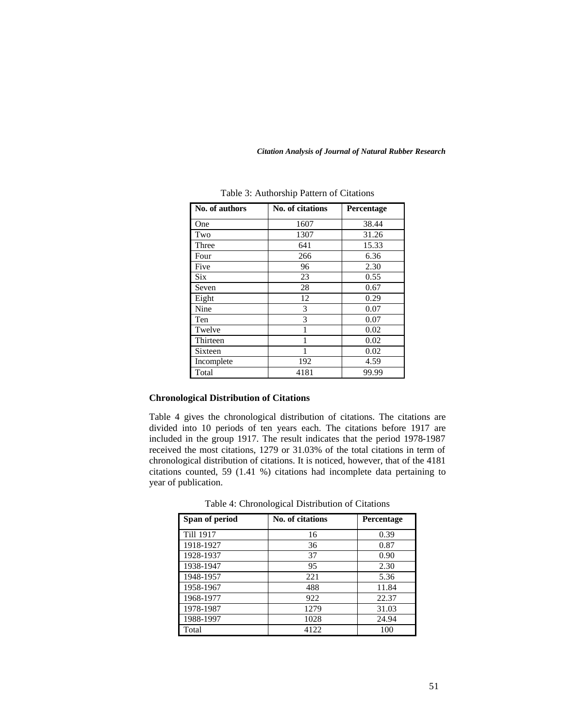Table 3: Authorship Pattern of Citations

| No. of authors | No. of citations | Percentage |
| --- | --- | --- |
| One | 1607 | 38.44 |
| Two | 1307 | 31.26 |
| Three | 641 | 15.33 |
| Four | 266 | 6.36 |
| Five | 96 | 2.30 |
| Six | 23 | 0.55 |
| Seven | 28 | 0.67 |
| Eight | 12 | 0.29 |
| Nine | 3 | 0.07 |
| Ten | 3 | 0.07 |
| Twelve | 1 | 0.02 |
| Thirteen | 1 | 0.02 |
| Sixteen | 1 | 0.02 |
| Incomplete | 192 | 4.59 |
| Total | 4181 | 99.99 |

### Chronological Distribution of Citations

Table 4 gives the chronological distribution of citations. The citations are divided into 10 periods of ten years each. The citations before 1917 are included in the group 1917. The result indicates that the period 1978-1987 received the most citations, 1279 or 31.03% of the total citations in term of chronological distribution of citations. It is noticed, however, that of the 4181 citations counted, 59 (1.41 %) citations had incomplete data pertaining to year of publication.

Table 4: Chronological Distribution of Citations

| Span of period | No. of citations | Percentage |
| --- | --- | --- |
| Till 1917 | 16 | 0.39 |
| 1918-1927 | 36 | 0.87 |
| 1928-1937 | 37 | 0.90 |
| 1938-1947 | 95 | 2.30 |
| 1948-1957 | 221 | 5.36 |
| 1958-1967 | 488 | 11.84 |
| 1968-1977 | 922 | 22.37 |
| 1978-1987 | 1279 | 31.03 |
| 1988-1997 | 1028 | 24.94 |
| Total | 4122 | 100 |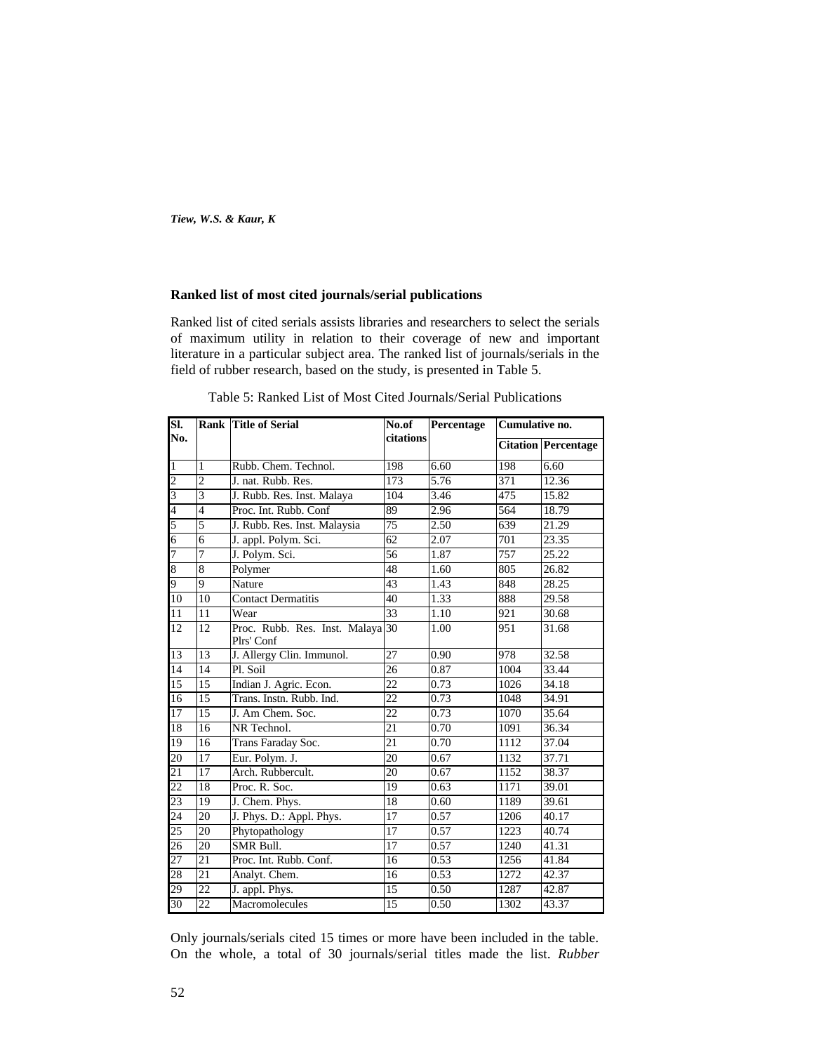## Ranked list of most cited journals/serial publications

Ranked list of cited serials assists libraries and researchers to select the serials of maximum utility in relation to their coverage of new and important literature in a particular subject area. The ranked list of journals/serials in the field of rubber research, based on the study, is presented in Table 5.

Table 5: Ranked List of Most Cited Journals/Serial Publications

| Sl. No. | Rank | Title of Serial | No.of citations | Percentage | Cumulative no. | |
|---|---|---|---|---|---|---|
| | | | | | Citation | Percentage |
| 1 | 1 | Rubb. Chem. Technol. | 198 | 6.60 | 198 | 6.60 |
| 2 | 2 | J. nat. Rubb. Res. | 173 | 5.76 | 371 | 12.36 |
| 3 | 3 | J. Rubb. Res. Inst. Malaya | 104 | 3.46 | 475 | 15.82 |
| 4 | 4 | Proc. Int. Rubb. Conf | 89 | 2.96 | 564 | 18.79 |
| 5 | 5 | J. Rubb. Res. Inst. Malaysia | 75 | 2.50 | 639 | 21.29 |
| 6 | 6 | J. appl. Polym. Sci. | 62 | 2.07 | 701 | 23.35 |
| 7 | 7 | J. Polym. Sci. | 56 | 1.87 | 757 | 25.22 |
| 8 | 8 | Polymer | 48 | 1.60 | 805 | 26.82 |
| 9 | 9 | Nature | 43 | 1.43 | 848 | 28.25 |
| 10 | 10 | Contact Dermatitis | 40 | 1.33 | 888 | 29.58 |
| 11 | 11 | Wear | 33 | 1.10 | 921 | 30.68 |
| 12 | 12 | Proc. Rubb. Res. Inst. Malaya Plrs' Conf | 30 | 1.00 | 951 | 31.68 |
| 13 | 13 | J. Allergy Clin. Immunol. | 27 | 0.90 | 978 | 32.58 |
| 14 | 14 | Pl. Soil | 26 | 0.87 | 1004 | 33.44 |
| 15 | 15 | Indian J. Agric. Econ. | 22 | 0.73 | 1026 | 34.18 |
| 16 | 15 | Trans. Instn. Rubb. Ind. | 22 | 0.73 | 1048 | 34.91 |
| 17 | 15 | J. Am Chem. Soc. | 22 | 0.73 | 1070 | 35.64 |
| 18 | 16 | NR Technol. | 21 | 0.70 | 1091 | 36.34 |
| 19 | 16 | Trans Faraday Soc. | 21 | 0.70 | 1112 | 37.04 |
| 20 | 17 | Eur. Polym. J. | 20 | 0.67 | 1132 | 37.71 |
| 21 | 17 | Arch. Rubbercult. | 20 | 0.67 | 1152 | 38.37 |
| 22 | 18 | Proc. R. Soc. | 19 | 0.63 | 1171 | 39.01 |
| 23 | 19 | J. Chem. Phys. | 18 | 0.60 | 1189 | 39.61 |
| 24 | 20 | J. Phys. D.: Appl. Phys. | 17 | 0.57 | 1206 | 40.17 |
| 25 | 20 | Phytopathology | 17 | 0.57 | 1223 | 40.74 |
| 26 | 20 | SMR Bull. | 17 | 0.57 | 1240 | 41.31 |
| 27 | 21 | Proc. Int. Rubb. Conf. | 16 | 0.53 | 1256 | 41.84 |
| 28 | 21 | Analyt. Chem. | 16 | 0.53 | 1272 | 42.37 |
| 29 | 22 | J. appl. Phys. | 15 | 0.50 | 1287 | 42.87 |
| 30 | 22 | Macromolecules | 15 | 0.50 | 1302 | 43.37 |

Only journals/serials cited 15 times or more have been included in the table. On the whole, a total of 30 journals/serial titles made the list. *Rubber*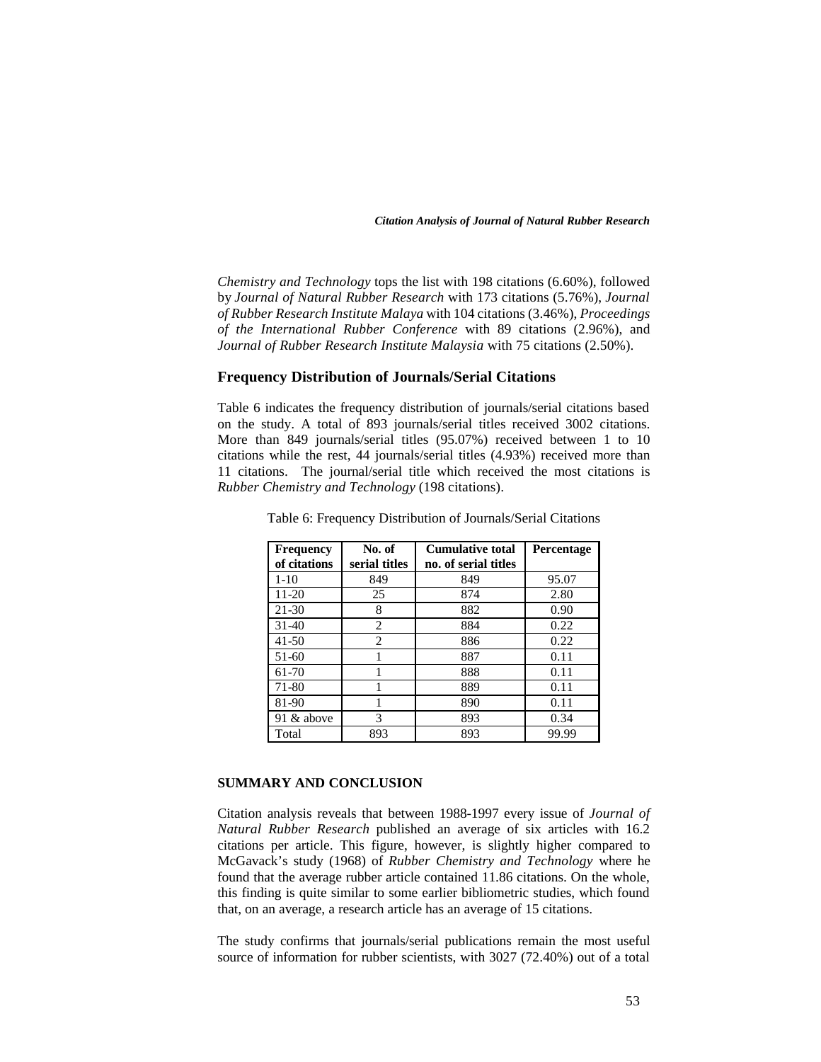*Chemistry and Technology* tops the list with 198 citations (6.60%), followed by *Journal of Natural Rubber Research* with 173 citations (5.76%), *Journal of Rubber Research Institute Malaya* with 104 citations (3.46%), *Proceedings of the International Rubber Conference* with 89 citations (2.96%), and *Journal of Rubber Research Institute Malaysia* with 75 citations (2.50%).

## Frequency Distribution of Journals/Serial Citations

Table 6 indicates the frequency distribution of journals/serial citations based on the study. A total of 893 journals/serial titles received 3002 citations. More than 849 journals/serial titles (95.07%) received between 1 to 10 citations while the rest, 44 journals/serial titles (4.93%) received more than 11 citations. The journal/serial title which received the most citations is *Rubber Chemistry and Technology* (198 citations).

Table 6: Frequency Distribution of Journals/Serial Citations

| Frequency of citations | No. of serial titles | Cumulative total no. of serial titles | Percentage |
|---|---|---|---|
| 1-10 | 849 | 849 | 95.07 |
| 11-20 | 25 | 874 | 2.80 |
| 21-30 | 8 | 882 | 0.90 |
| 31-40 | 2 | 884 | 0.22 |
| 41-50 | 2 | 886 | 0.22 |
| 51-60 | 1 | 887 | 0.11 |
| 61-70 | 1 | 888 | 0.11 |
| 71-80 | 1 | 889 | 0.11 |
| 81-90 | 1 | 890 | 0.11 |
| 91 & above | 3 | 893 | 0.34 |
| Total | 893 | 893 | 99.99 |

## SUMMARY AND CONCLUSION

Citation analysis reveals that between 1988-1997 every issue of *Journal of Natural Rubber Research* published an average of six articles with 16.2 citations per article. This figure, however, is slightly higher compared to McGavack's study (1968) of *Rubber Chemistry and Technology* where he found that the average rubber article contained 11.86 citations. On the whole, this finding is quite similar to some earlier bibliometric studies, which found that, on an average, a research article has an average of 15 citations.

The study confirms that journals/serial publications remain the most useful source of information for rubber scientists, with 3027 (72.40%) out of a total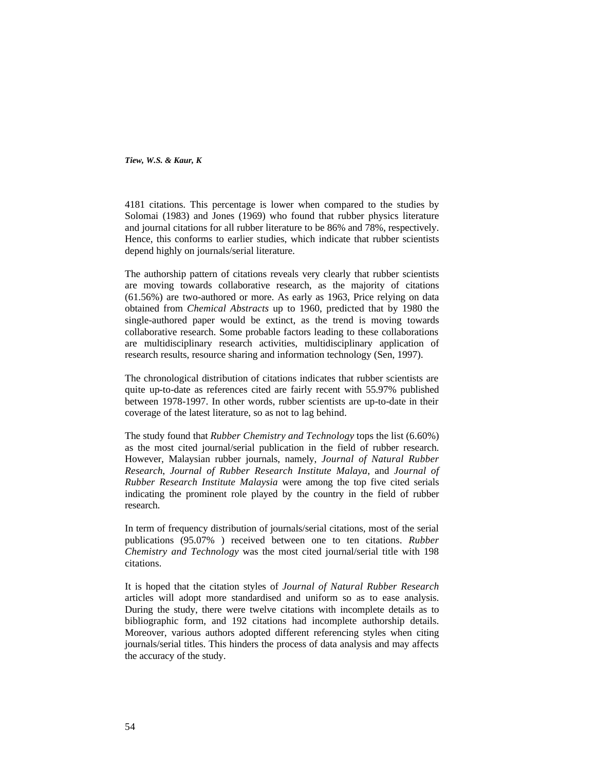4181 citations. This percentage is lower when compared to the studies by Solomai (1983) and Jones (1969) who found that rubber physics literature and journal citations for all rubber literature to be 86% and 78%, respectively. Hence, this conforms to earlier studies, which indicate that rubber scientists depend highly on journals/serial literature.

The authorship pattern of citations reveals very clearly that rubber scientists are moving towards collaborative research, as the majority of citations (61.56%) are two-authored or more. As early as 1963, Price relying on data obtained from *Chemical Abstracts* up to 1960, predicted that by 1980 the single-authored paper would be extinct, as the trend is moving towards collaborative research. Some probable factors leading to these collaborations are multidisciplinary research activities, multidisciplinary application of research results, resource sharing and information technology (Sen, 1997).

The chronological distribution of citations indicates that rubber scientists are quite up-to-date as references cited are fairly recent with 55.97% published between 1978-1997. In other words, rubber scientists are up-to-date in their coverage of the latest literature, so as not to lag behind.

The study found that *Rubber Chemistry and Technology* tops the list (6.60%) as the most cited journal/serial publication in the field of rubber research. However, Malaysian rubber journals, namely, *Journal of Natural Rubber Research*, *Journal of Rubber Research Institute Malaya*, and *Journal of Rubber Research Institute Malaysia* were among the top five cited serials indicating the prominent role played by the country in the field of rubber research.

In term of frequency distribution of journals/serial citations, most of the serial publications (95.07% ) received between one to ten citations. *Rubber Chemistry and Technology* was the most cited journal/serial title with 198 citations.

It is hoped that the citation styles of *Journal of Natural Rubber Research* articles will adopt more standardised and uniform so as to ease analysis. During the study, there were twelve citations with incomplete details as to bibliographic form, and 192 citations had incomplete authorship details. Moreover, various authors adopted different referencing styles when citing journals/serial titles. This hinders the process of data analysis and may affects the accuracy of the study.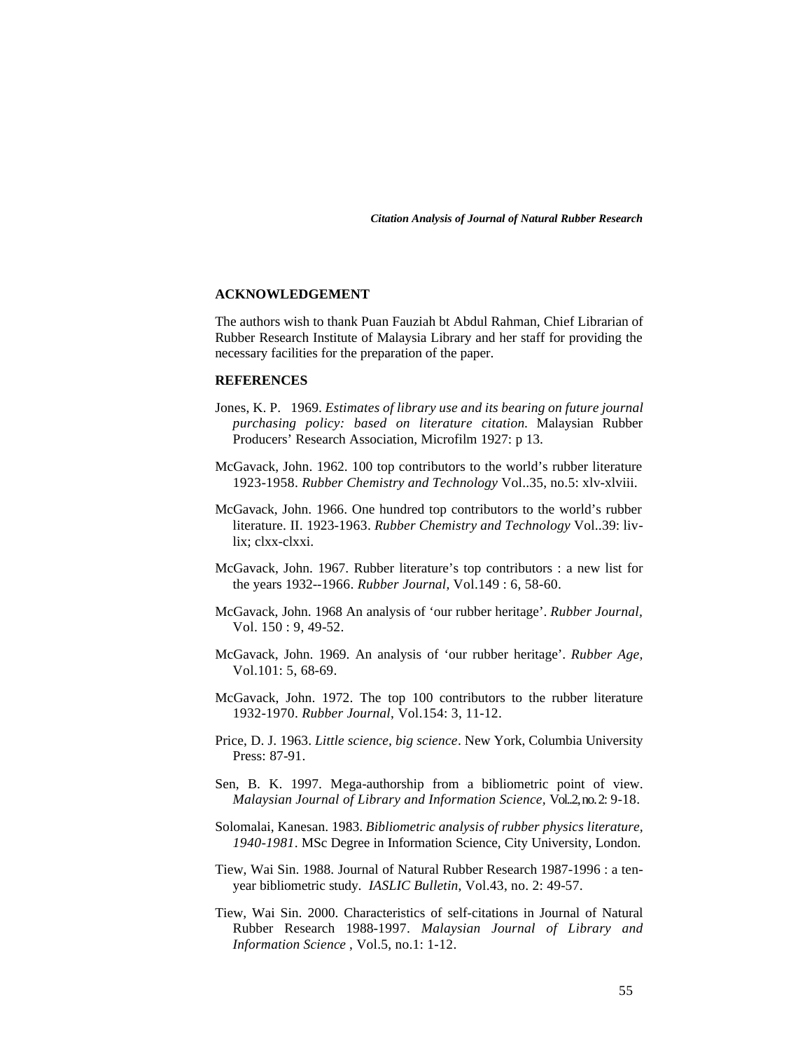## ACKNOWLEDGEMENT

The authors wish to thank Puan Fauziah bt Abdul Rahman, Chief Librarian of Rubber Research Institute of Malaysia Library and her staff for providing the necessary facilities for the preparation of the paper.

## REFERENCES

Jones, K. P. 1969. *Estimates of library use and its bearing on future journal purchasing policy: based on literature citation.* Malaysian Rubber Producers' Research Association, Microfilm 1927: p 13.

McGavack, John. 1962. 100 top contributors to the world's rubber literature 1923-1958. *Rubber Chemistry and Technology* Vol..35, no.5: xlv-xlviii.

McGavack, John. 1966. One hundred top contributors to the world's rubber literature. II. 1923-1963. *Rubber Chemistry and Technology* Vol..39: liv-lix; clxx-clxxi.

McGavack, John. 1967. Rubber literature's top contributors : a new list for the years 1932--1966. *Rubber Journal,* Vol.149 : 6, 58-60.

McGavack, John. 1968 An analysis of 'our rubber heritage'. *Rubber Journal,* Vol. 150 : 9, 49-52.

McGavack, John. 1969. An analysis of 'our rubber heritage'. *Rubber Age,* Vol.101: 5, 68-69.

McGavack, John. 1972. The top 100 contributors to the rubber literature 1932-1970. *Rubber Journal*, Vol.154: 3, 11-12.

Price, D. J. 1963. *Little science, big science*. New York, Columbia University Press: 87-91.

Sen, B. K. 1997. Mega-authorship from a bibliometric point of view. *Malaysian Journal of Library and Information Science*, Vol..2, no.2: 9-18.

Solomalai, Kanesan. 1983. *Bibliometric analysis of rubber physics literature, 1940-1981*. MSc Degree in Information Science, City University, London.

Tiew, Wai Sin. 1988. Journal of Natural Rubber Research 1987-1996 : a ten-year bibliometric study. *IASLIC Bulletin*, Vol.43, no. 2: 49-57.

Tiew, Wai Sin. 2000. Characteristics of self-citations in Journal of Natural Rubber Research 1988-1997. *Malaysian Journal of Library and Information Science* , Vol.5, no.1: 1-12.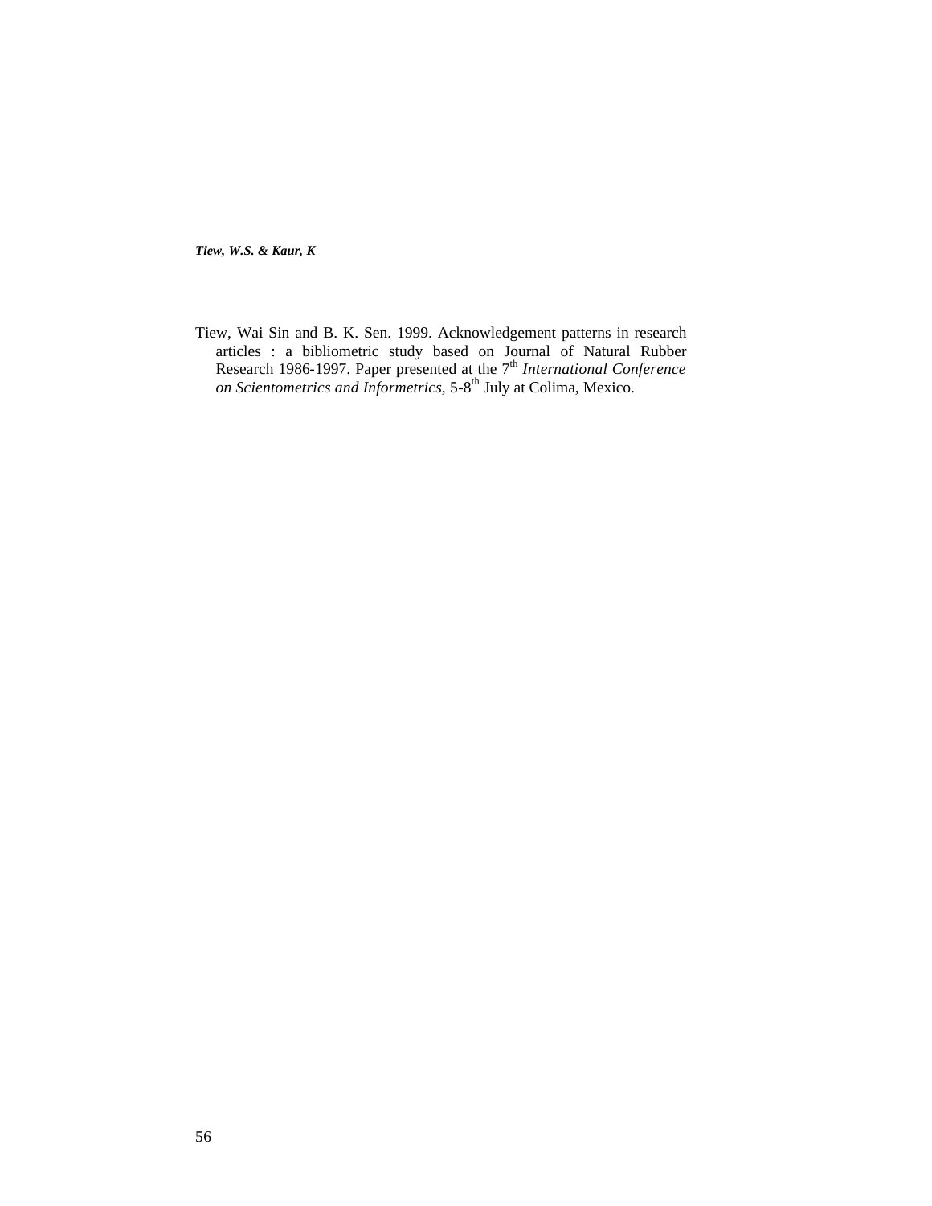Tiew, Wai Sin and B. K. Sen. 1999. Acknowledgement patterns in research articles : a bibliometric study based on Journal of Natural Rubber Research 1986-1997. Paper presented at the 7th *International Conference on Scientometrics and Informetrics*, 5-8th July at Colima, Mexico.